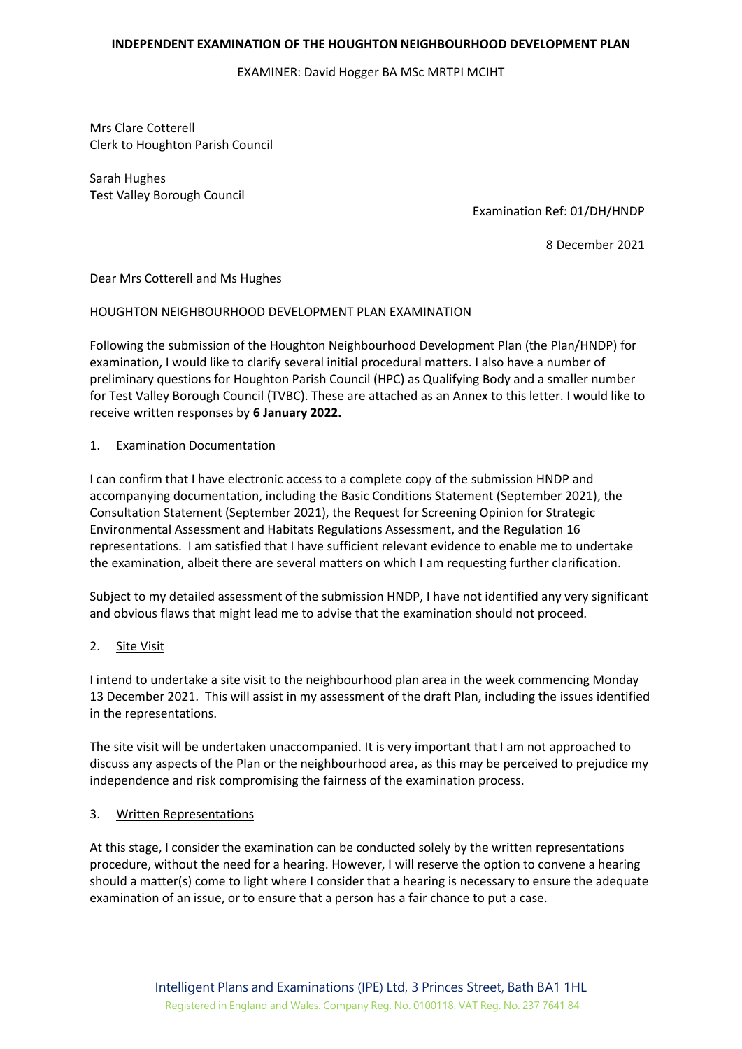**INDEPENDENT EXAMINATION OF THE HOUGHTON NEIGHBOURHOOD DEVELOPMENT PLAN**

EXAMINER: David Hogger BA MSc MRTPI MCIHT

Mrs Clare Cotterell
Clerk to Houghton Parish Council

Sarah Hughes
Test Valley Borough Council

Examination Ref: 01/DH/HNDP

8 December 2021

Dear Mrs Cotterell and Ms Hughes

HOUGHTON NEIGHBOURHOOD DEVELOPMENT PLAN EXAMINATION

Following the submission of the Houghton Neighbourhood Development Plan (the Plan/HNDP) for examination, I would like to clarify several initial procedural matters. I also have a number of preliminary questions for Houghton Parish Council (HPC) as Qualifying Body and a smaller number for Test Valley Borough Council (TVBC). These are attached as an Annex to this letter. I would like to receive written responses by **6 January 2022.**

1. Examination Documentation

I can confirm that I have electronic access to a complete copy of the submission HNDP and accompanying documentation, including the Basic Conditions Statement (September 2021), the Consultation Statement (September 2021), the Request for Screening Opinion for Strategic Environmental Assessment and Habitats Regulations Assessment, and the Regulation 16 representations. I am satisfied that I have sufficient relevant evidence to enable me to undertake the examination, albeit there are several matters on which I am requesting further clarification.

Subject to my detailed assessment of the submission HNDP, I have not identified any very significant and obvious flaws that might lead me to advise that the examination should not proceed.

2. Site Visit

I intend to undertake a site visit to the neighbourhood plan area in the week commencing Monday 13 December 2021. This will assist in my assessment of the draft Plan, including the issues identified in the representations.

The site visit will be undertaken unaccompanied. It is very important that I am not approached to discuss any aspects of the Plan or the neighbourhood area, as this may be perceived to prejudice my independence and risk compromising the fairness of the examination process.

3. Written Representations

At this stage, I consider the examination can be conducted solely by the written representations procedure, without the need for a hearing. However, I will reserve the option to convene a hearing should a matter(s) come to light where I consider that a hearing is necessary to ensure the adequate examination of an issue, or to ensure that a person has a fair chance to put a case.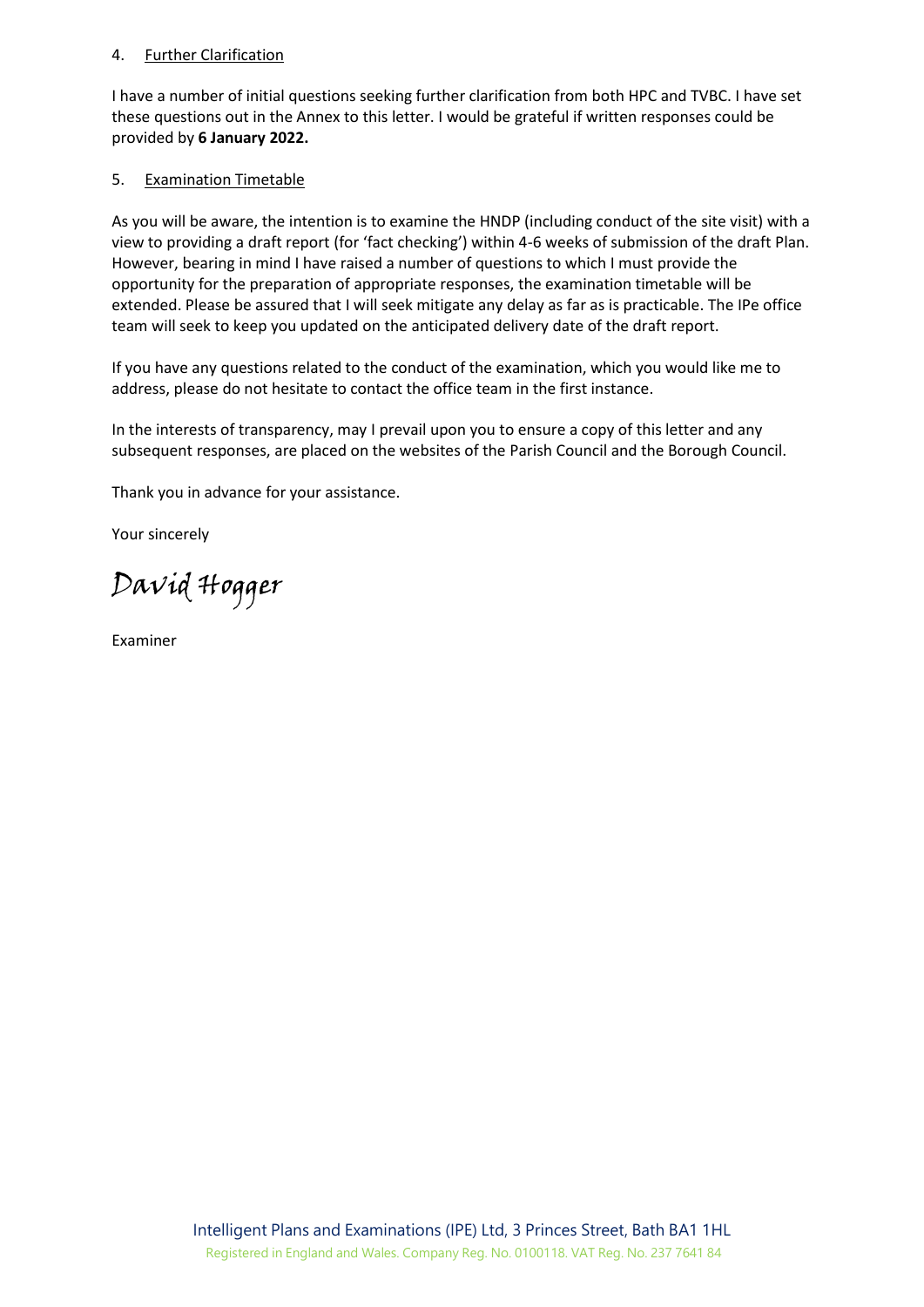4. Further Clarification

I have a number of initial questions seeking further clarification from both HPC and TVBC. I have set these questions out in the Annex to this letter. I would be grateful if written responses could be provided by **6 January 2022.**

5. Examination Timetable

As you will be aware, the intention is to examine the HNDP (including conduct of the site visit) with a view to providing a draft report (for 'fact checking') within 4-6 weeks of submission of the draft Plan. However, bearing in mind I have raised a number of questions to which I must provide the opportunity for the preparation of appropriate responses, the examination timetable will be extended. Please be assured that I will seek mitigate any delay as far as is practicable. The IPe office team will seek to keep you updated on the anticipated delivery date of the draft report.

If you have any questions related to the conduct of the examination, which you would like me to address, please do not hesitate to contact the office team in the first instance.

In the interests of transparency, may I prevail upon you to ensure a copy of this letter and any subsequent responses, are placed on the websites of the Parish Council and the Borough Council.

Thank you in advance for your assistance.

Your sincerely

*David Hogger*

Examiner

Intelligent Plans and Examinations (IPE) Ltd, 3 Princes Street, Bath BA1 1HL
Registered in England and Wales. Company Reg. No. 0100118. VAT Reg. No. 237 7641 84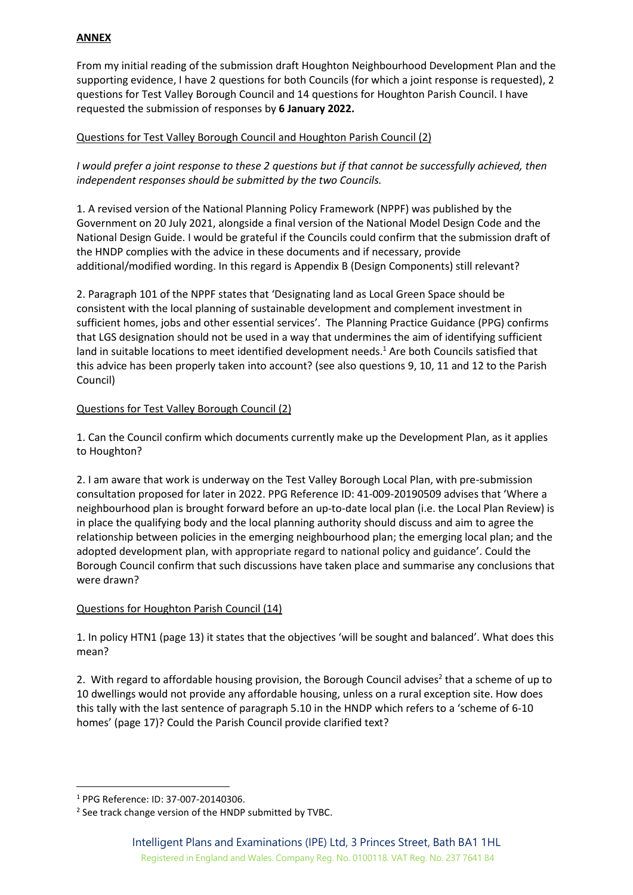**ANNEX**

From my initial reading of the submission draft Houghton Neighbourhood Development Plan and the supporting evidence, I have 2 questions for both Councils (for which a joint response is requested), 2 questions for Test Valley Borough Council and 14 questions for Houghton Parish Council. I have requested the submission of responses by **6 January 2022.**

Questions for Test Valley Borough Council and Houghton Parish Council (2)

*I would prefer a joint response to these 2 questions but if that cannot be successfully achieved, then independent responses should be submitted by the two Councils.*

1. A revised version of the National Planning Policy Framework (NPPF) was published by the Government on 20 July 2021, alongside a final version of the National Model Design Code and the National Design Guide. I would be grateful if the Councils could confirm that the submission draft of the HNDP complies with the advice in these documents and if necessary, provide additional/modified wording. In this regard is Appendix B (Design Components) still relevant?

2. Paragraph 101 of the NPPF states that 'Designating land as Local Green Space should be consistent with the local planning of sustainable development and complement investment in sufficient homes, jobs and other essential services'. The Planning Practice Guidance (PPG) confirms that LGS designation should not be used in a way that undermines the aim of identifying sufficient land in suitable locations to meet identified development needs.[1] Are both Councils satisfied that this advice has been properly taken into account? (see also questions 9, 10, 11 and 12 to the Parish Council)

Questions for Test Valley Borough Council (2)

1. Can the Council confirm which documents currently make up the Development Plan, as it applies to Houghton?

2. I am aware that work is underway on the Test Valley Borough Local Plan, with pre-submission consultation proposed for later in 2022. PPG Reference ID: 41-009-20190509 advises that 'Where a neighbourhood plan is brought forward before an up-to-date local plan (i.e. the Local Plan Review) is in place the qualifying body and the local planning authority should discuss and aim to agree the relationship between policies in the emerging neighbourhood plan; the emerging local plan; and the adopted development plan, with appropriate regard to national policy and guidance'. Could the Borough Council confirm that such discussions have taken place and summarise any conclusions that were drawn?

Questions for Houghton Parish Council (14)

1. In policy HTN1 (page 13) it states that the objectives 'will be sought and balanced'. What does this mean?

2. With regard to affordable housing provision, the Borough Council advises[2] that a scheme of up to 10 dwellings would not provide any affordable housing, unless on a rural exception site. How does this tally with the last sentence of paragraph 5.10 in the HNDP which refers to a 'scheme of 6-10 homes' (page 17)? Could the Parish Council provide clarified text?

---

[1] PPG Reference: ID: 37-007-20140306.

[2] See track change version of the HNDP submitted by TVBC.

Intelligent Plans and Examinations (IPE) Ltd, 3 Princes Street, Bath BA1 1HL
Registered in England and Wales. Company Reg. No. 0100118. VAT Reg. No. 237 7641 84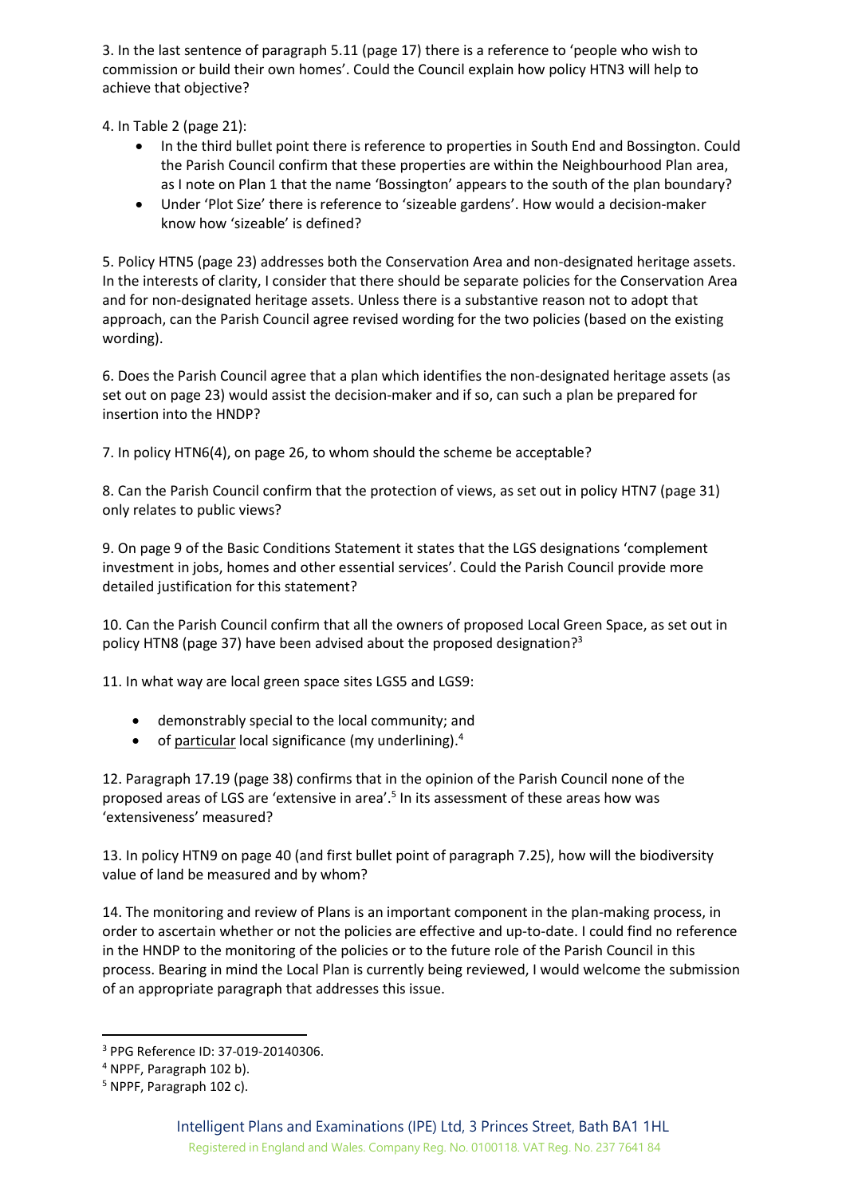3. In the last sentence of paragraph 5.11 (page 17) there is a reference to 'people who wish to commission or build their own homes'. Could the Council explain how policy HTN3 will help to achieve that objective?

4. In Table 2 (page 21):

- In the third bullet point there is reference to properties in South End and Bossington. Could the Parish Council confirm that these properties are within the Neighbourhood Plan area, as I note on Plan 1 that the name 'Bossington' appears to the south of the plan boundary?
- Under 'Plot Size' there is reference to 'sizeable gardens'. How would a decision-maker know how 'sizeable' is defined?

5. Policy HTN5 (page 23) addresses both the Conservation Area and non-designated heritage assets. In the interests of clarity, I consider that there should be separate policies for the Conservation Area and for non-designated heritage assets. Unless there is a substantive reason not to adopt that approach, can the Parish Council agree revised wording for the two policies (based on the existing wording).

6. Does the Parish Council agree that a plan which identifies the non-designated heritage assets (as set out on page 23) would assist the decision-maker and if so, can such a plan be prepared for insertion into the HNDP?

7. In policy HTN6(4), on page 26, to whom should the scheme be acceptable?

8. Can the Parish Council confirm that the protection of views, as set out in policy HTN7 (page 31) only relates to public views?

9. On page 9 of the Basic Conditions Statement it states that the LGS designations 'complement investment in jobs, homes and other essential services'. Could the Parish Council provide more detailed justification for this statement?

10. Can the Parish Council confirm that all the owners of proposed Local Green Space, as set out in policy HTN8 (page 37) have been advised about the proposed designation?[3]

11. In what way are local green space sites LGS5 and LGS9:

- demonstrably special to the local community; and
- of <u>particular</u> local significance (my underlining).[4]

12. Paragraph 17.19 (page 38) confirms that in the opinion of the Parish Council none of the proposed areas of LGS are 'extensive in area'.[5] In its assessment of these areas how was 'extensiveness' measured?

13. In policy HTN9 on page 40 (and first bullet point of paragraph 7.25), how will the biodiversity value of land be measured and by whom?

14. The monitoring and review of Plans is an important component in the plan-making process, in order to ascertain whether or not the policies are effective and up-to-date. I could find no reference in the HNDP to the monitoring of the policies or to the future role of the Parish Council in this process. Bearing in mind the Local Plan is currently being reviewed, I would welcome the submission of an appropriate paragraph that addresses this issue.

---

[3] PPG Reference ID: 37-019-20140306.

[4] NPPF, Paragraph 102 b).

[5] NPPF, Paragraph 102 c).

Intelligent Plans and Examinations (IPE) Ltd, 3 Princes Street, Bath BA1 1HL
Registered in England and Wales. Company Reg. No. 0100118. VAT Reg. No. 237 7641 84